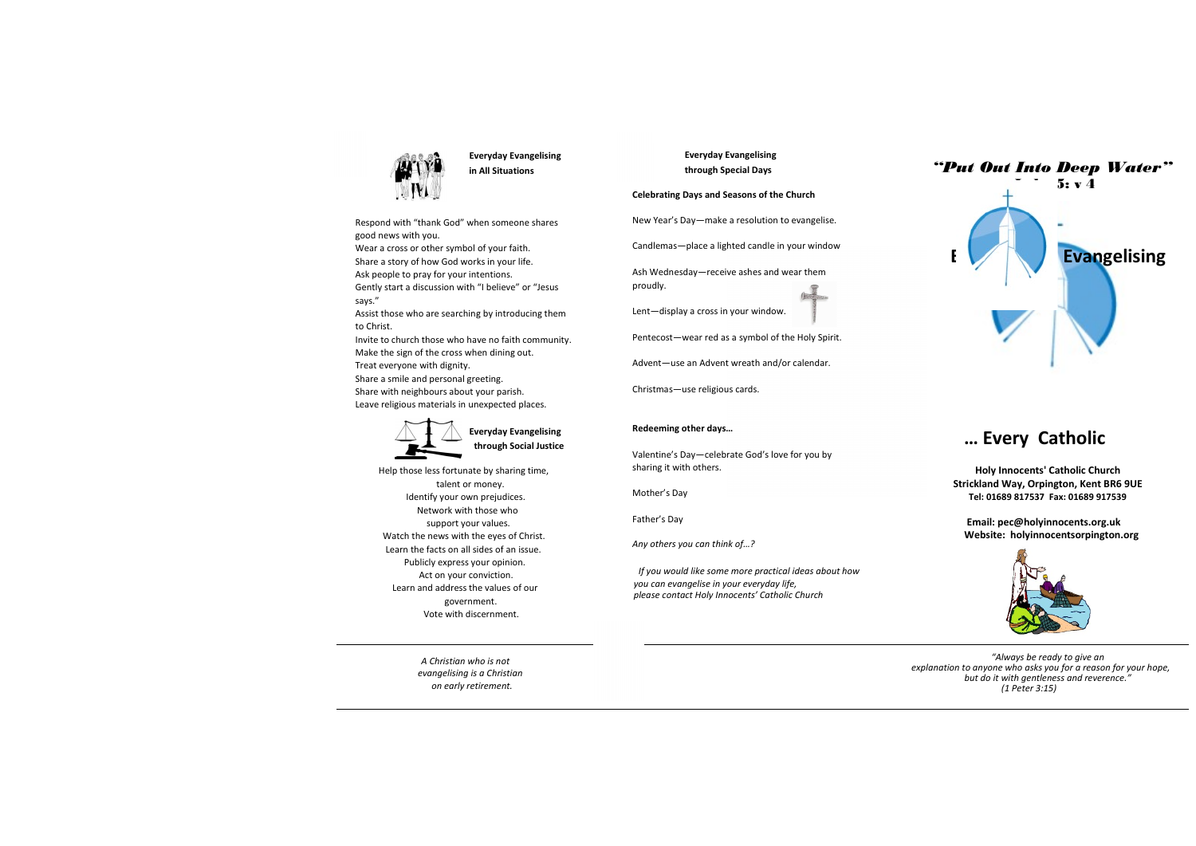## Everyday Evangelising in All Situations

Respond with "thank God" when someone shares good news with you.
Wear a cross or other symbol of your faith.
Share a story of how God works in your life.
Ask people to pray for your intentions.
Gently start a discussion with "I believe" or "Jesus says."
Assist those who are searching by introducing them to Christ.
Invite to church those who have no faith community.
Make the sign of the cross when dining out.
Treat everyone with dignity.
Share a smile and personal greeting.
Share with neighbours about your parish.
Leave religious materials in unexpected places.

## Everyday Evangelising through Social Justice

Help those less fortunate by sharing time, talent or money.
Identify your own prejudices.
Network with those who support your values.
Watch the news with the eyes of Christ.
Learn the facts on all sides of an issue.
Publicly express your opinion.
Act on your conviction.
Learn and address the values of our government.
Vote with discernment.

*A Christian who is not evangelising is a Christian on early retirement.*

## Everyday Evangelising through Special Days

**Celebrating Days and Seasons of the Church**

New Year's Day—make a resolution to evangelise.

Candlemas—place a lighted candle in your window

Ash Wednesday—receive ashes and wear them proudly.

Lent—display a cross in your window.

Pentecost—wear red as a symbol of the Holy Spirit.

Advent—use an Advent wreath and/or calendar.

Christmas—use religious cards.

**Redeeming other days…**

Valentine's Day—celebrate God's love for you by sharing it with others.

Mother's Day

Father's Day

*Any others you can think of…?*

*If you would like some more practical ideas about how you can evangelise in your everyday life, please contact Holy Innocents' Catholic Church*

# *"Put Out Into Deep Water"*

Luke 5: v 4

# Everyday Evangelising

# … Every Catholic

**Holy Innocents' Catholic Church**
**Strickland Way, Orpington, Kent BR6 9UE**
**Tel: 01689 817537 Fax: 01689 917539**

**Email: pec@holyinnocents.org.uk**
**Website: holyinnocentsorpington.org**

*"Always be ready to give an explanation to anyone who asks you for a reason for your hope, but do it with gentleness and reverence."*
*(1 Peter 3:15)*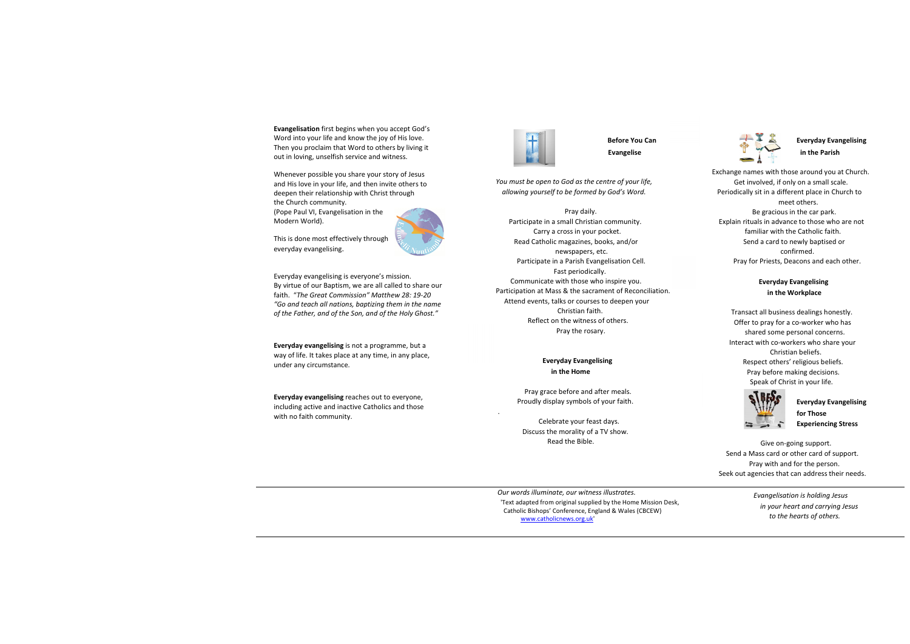**Evangelisation** first begins when you accept God's Word into your life and know the joy of His love. Then you proclaim that Word to others by living it out in loving, unselfish service and witness.

Whenever possible you share your story of Jesus and His love in your life, and then invite others to deepen their relationship with Christ through the Church community.
(Pope Paul VI, Evangelisation in the Modern World).

This is done most effectively through everyday evangelising.

Everyday evangelising is everyone's mission. By virtue of our Baptism, we are all called to share our faith. "*The Great Commission" Matthew 28: 19-20 "Go and teach all nations, baptizing them in the name of the Father, and of the Son, and of the Holy Ghost."*

**Everyday evangelising** is not a programme, but a way of life. It takes place at any time, in any place, under any circumstance.

**Everyday evangelising** reaches out to everyone, including active and inactive Catholics and those with no faith community.

**Before You Can Evangelise**

*You must be open to God as the centre of your life, allowing yourself to be formed by God's Word.*

Pray daily.
Participate in a small Christian community.
Carry a cross in your pocket.
Read Catholic magazines, books, and/or newspapers, etc.
Participate in a Parish Evangelisation Cell.
Fast periodically.
Communicate with those who inspire you.
Participation at Mass & the sacrament of Reconciliation.
Attend events, talks or courses to deepen your Christian faith.
Reflect on the witness of others.
Pray the rosary.

**Everyday Evangelising in the Home**

Pray grace before and after meals.
Proudly display symbols of your faith.

Celebrate your feast days.
Discuss the morality of a TV show.
Read the Bible.

**Everyday Evangelising in the Parish**

Exchange names with those around you at Church.
Get involved, if only on a small scale.
Periodically sit in a different place in Church to meet others.
Be gracious in the car park.
Explain rituals in advance to those who are not familiar with the Catholic faith.
Send a card to newly baptised or confirmed.
Pray for Priests, Deacons and each other.

**Everyday Evangelising in the Workplace**

Transact all business dealings honestly.
Offer to pray for a co-worker who has shared some personal concerns.
Interact with co-workers who share your Christian beliefs.
Respect others' religious beliefs.
Pray before making decisions.
Speak of Christ in your life.

**Everyday Evangelising for Those Experiencing Stress**

Give on-going support.
Send a Mass card or other card of support.
Pray with and for the person.
Seek out agencies that can address their needs.

*Our words illuminate, our witness illustrates.*

'Text adapted from original supplied by the Home Mission Desk, Catholic Bishops' Conference, England & Wales (CBCEW) www.catholicnews.org.uk'

*Evangelisation is holding Jesus in your heart and carrying Jesus to the hearts of others.*